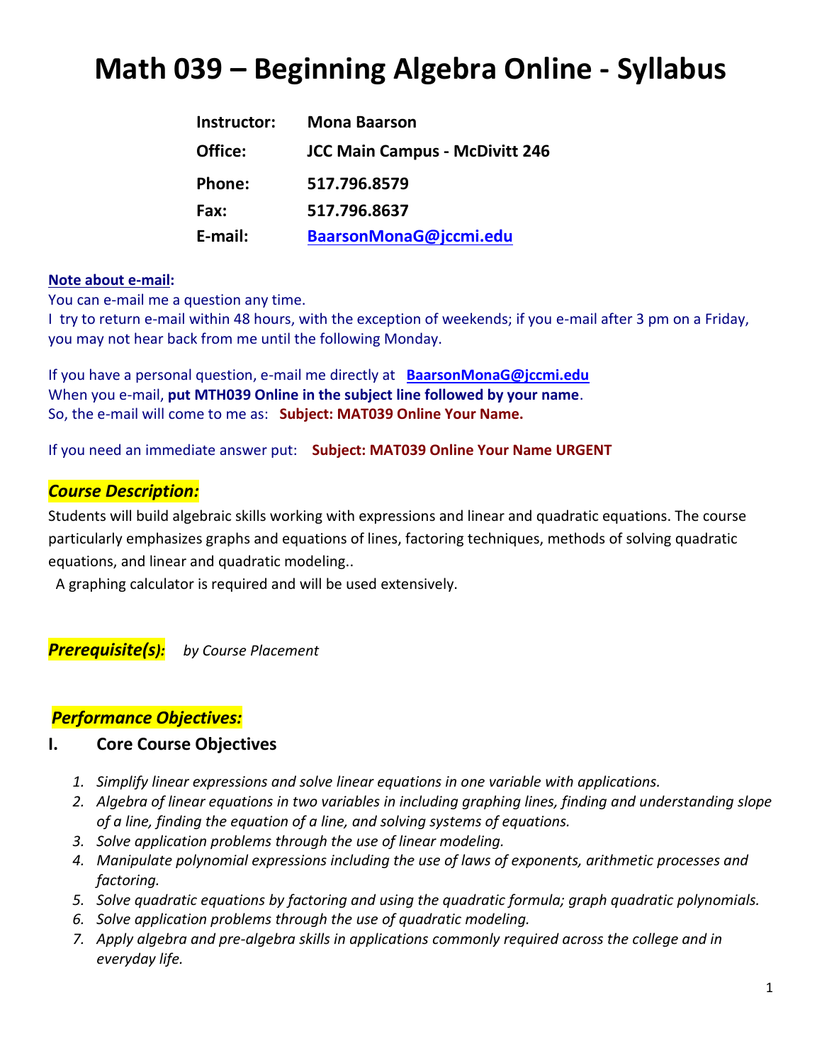# Math 039 – Beginning Algebra Online - Syllabus

| | |
|---|---|
| **Instructor:** | **Mona Baarson** |
| **Office:** | **JCC Main Campus - McDivitt 246** |
| **Phone:** | **517.796.8579** |
| **Fax:** | **517.796.8637** |
| **E-mail:** | **BaarsonMonaG@jccmi.edu** |

**Note about e-mail:**
You can e-mail me a question any time.
I try to return e-mail within 48 hours, with the exception of weekends; if you e-mail after 3 pm on a Friday, you may not hear back from me until the following Monday.

If you have a personal question, e-mail me directly at **BaarsonMonaG@jccmi.edu**
When you e-mail, **put MTH039 Online in the subject line followed by your name**.
So, the e-mail will come to me as: **Subject: MAT039 Online Your Name.**

If you need an immediate answer put: **Subject: MAT039 Online Your Name URGENT**

## *Course Description:*

Students will build algebraic skills working with expressions and linear and quadratic equations. The course particularly emphasizes graphs and equations of lines, factoring techniques, methods of solving quadratic equations, and linear and quadratic modeling..
A graphing calculator is required and will be used extensively.

## *Prerequisite(s):* *by Course Placement*

## *Performance Objectives:*

### I. Core Course Objectives

1. *Simplify linear expressions and solve linear equations in one variable with applications.*
2. *Algebra of linear equations in two variables in including graphing lines, finding and understanding slope of a line, finding the equation of a line, and solving systems of equations.*
3. *Solve application problems through the use of linear modeling.*
4. *Manipulate polynomial expressions including the use of laws of exponents, arithmetic processes and factoring.*
5. *Solve quadratic equations by factoring and using the quadratic formula; graph quadratic polynomials.*
6. *Solve application problems through the use of quadratic modeling.*
7. *Apply algebra and pre-algebra skills in applications commonly required across the college and in everyday life.*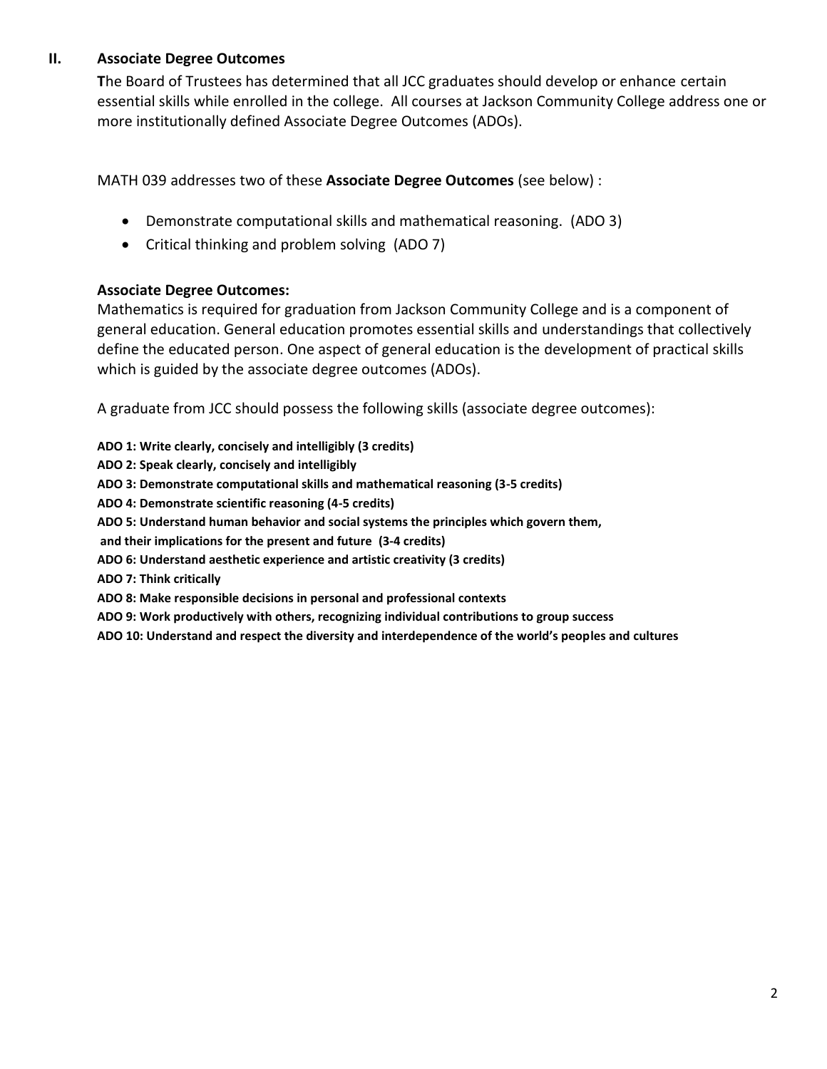## II. Associate Degree Outcomes

**T**he Board of Trustees has determined that all JCC graduates should develop or enhance certain essential skills while enrolled in the college. All courses at Jackson Community College address one or more institutionally defined Associate Degree Outcomes (ADOs).

MATH 039 addresses two of these **Associate Degree Outcomes** (see below) :

- Demonstrate computational skills and mathematical reasoning. (ADO 3)
- Critical thinking and problem solving (ADO 7)

### Associate Degree Outcomes:

Mathematics is required for graduation from Jackson Community College and is a component of general education. General education promotes essential skills and understandings that collectively define the educated person. One aspect of general education is the development of practical skills which is guided by the associate degree outcomes (ADOs).

A graduate from JCC should possess the following skills (associate degree outcomes):

**ADO 1: Write clearly, concisely and intelligibly (3 credits)**
**ADO 2: Speak clearly, concisely and intelligibly**
**ADO 3: Demonstrate computational skills and mathematical reasoning (3-5 credits)**
**ADO 4: Demonstrate scientific reasoning (4-5 credits)**
**ADO 5: Understand human behavior and social systems the principles which govern them, and their implications for the present and future (3-4 credits)**
**ADO 6: Understand aesthetic experience and artistic creativity (3 credits)**
**ADO 7: Think critically**
**ADO 8: Make responsible decisions in personal and professional contexts**
**ADO 9: Work productively with others, recognizing individual contributions to group success**
**ADO 10: Understand and respect the diversity and interdependence of the world's peoples and cultures**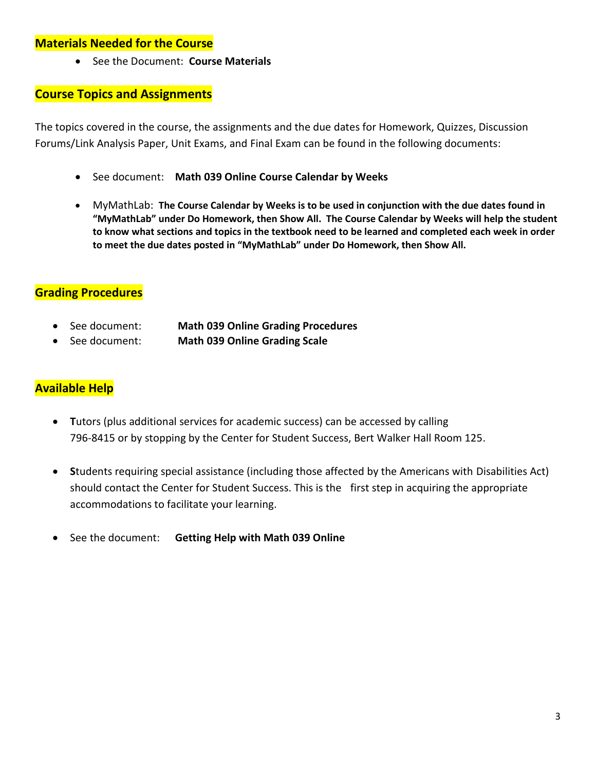## Materials Needed for the Course

- See the Document: **Course Materials**

## Course Topics and Assignments

The topics covered in the course, the assignments and the due dates for Homework, Quizzes, Discussion Forums/Link Analysis Paper, Unit Exams, and Final Exam can be found in the following documents:

- See document: **Math 039 Online Course Calendar by Weeks**
- MyMathLab: **The Course Calendar by Weeks is to be used in conjunction with the due dates found in "MyMathLab" under Do Homework, then Show All. The Course Calendar by Weeks will help the student to know what sections and topics in the textbook need to be learned and completed each week in order to meet the due dates posted in "MyMathLab" under Do Homework, then Show All.**

## Grading Procedures

- See document: **Math 039 Online Grading Procedures**
- See document: **Math 039 Online Grading Scale**

## Available Help

- **T**utors (plus additional services for academic success) can be accessed by calling 796-8415 or by stopping by the Center for Student Success, Bert Walker Hall Room 125.
- **S**tudents requiring special assistance (including those affected by the Americans with Disabilities Act) should contact the Center for Student Success. This is the first step in acquiring the appropriate accommodations to facilitate your learning.
- See the document: **Getting Help with Math 039 Online**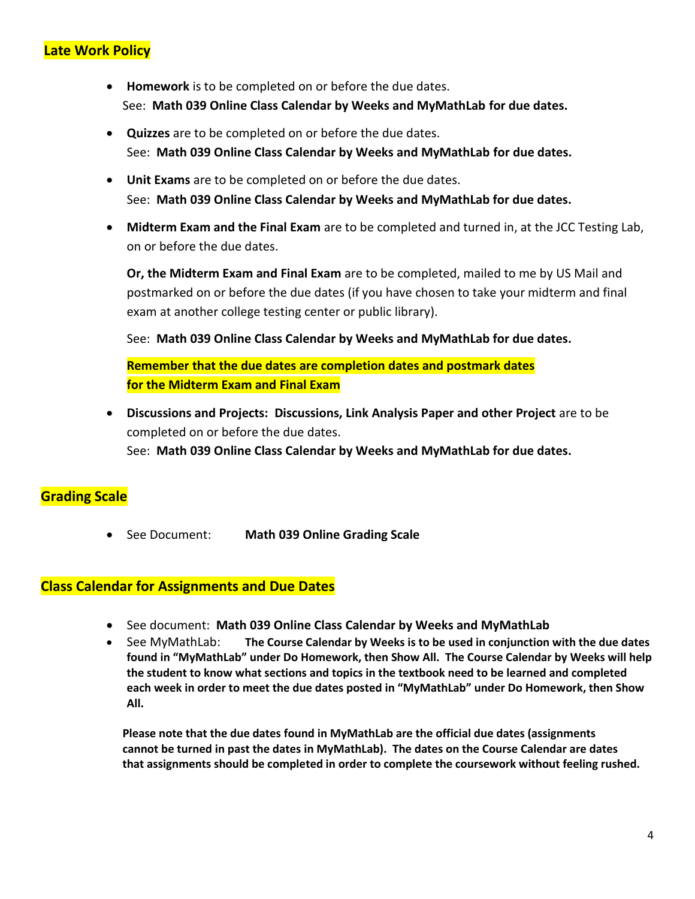## Late Work Policy

- **Homework** is to be completed on or before the due dates.
  See: **Math 039 Online Class Calendar by Weeks and MyMathLab for due dates.**

- **Quizzes** are to be completed on or before the due dates.
  See: **Math 039 Online Class Calendar by Weeks and MyMathLab for due dates.**

- **Unit Exams** are to be completed on or before the due dates.
  See: **Math 039 Online Class Calendar by Weeks and MyMathLab for due dates.**

- **Midterm Exam and the Final Exam** are to be completed and turned in, at the JCC Testing Lab, on or before the due dates.

  **Or, the Midterm Exam and Final Exam** are to be completed, mailed to me by US Mail and postmarked on or before the due dates (if you have chosen to take your midterm and final exam at another college testing center or public library).

  See: **Math 039 Online Class Calendar by Weeks and MyMathLab for due dates.**

  **Remember that the due dates are completion dates and postmark dates for the Midterm Exam and Final Exam**

- **Discussions and Projects: Discussions, Link Analysis Paper and other Project** are to be completed on or before the due dates.
  See: **Math 039 Online Class Calendar by Weeks and MyMathLab for due dates.**

## Grading Scale

- See Document: **Math 039 Online Grading Scale**

## Class Calendar for Assignments and Due Dates

- See document: **Math 039 Online Class Calendar by Weeks and MyMathLab**
- See MyMathLab: **The Course Calendar by Weeks is to be used in conjunction with the due dates found in "MyMathLab" under Do Homework, then Show All. The Course Calendar by Weeks will help the student to know what sections and topics in the textbook need to be learned and completed each week in order to meet the due dates posted in "MyMathLab" under Do Homework, then Show All.**

**Please note that the due dates found in MyMathLab are the official due dates (assignments cannot be turned in past the dates in MyMathLab). The dates on the Course Calendar are dates that assignments should be completed in order to complete the coursework without feeling rushed.**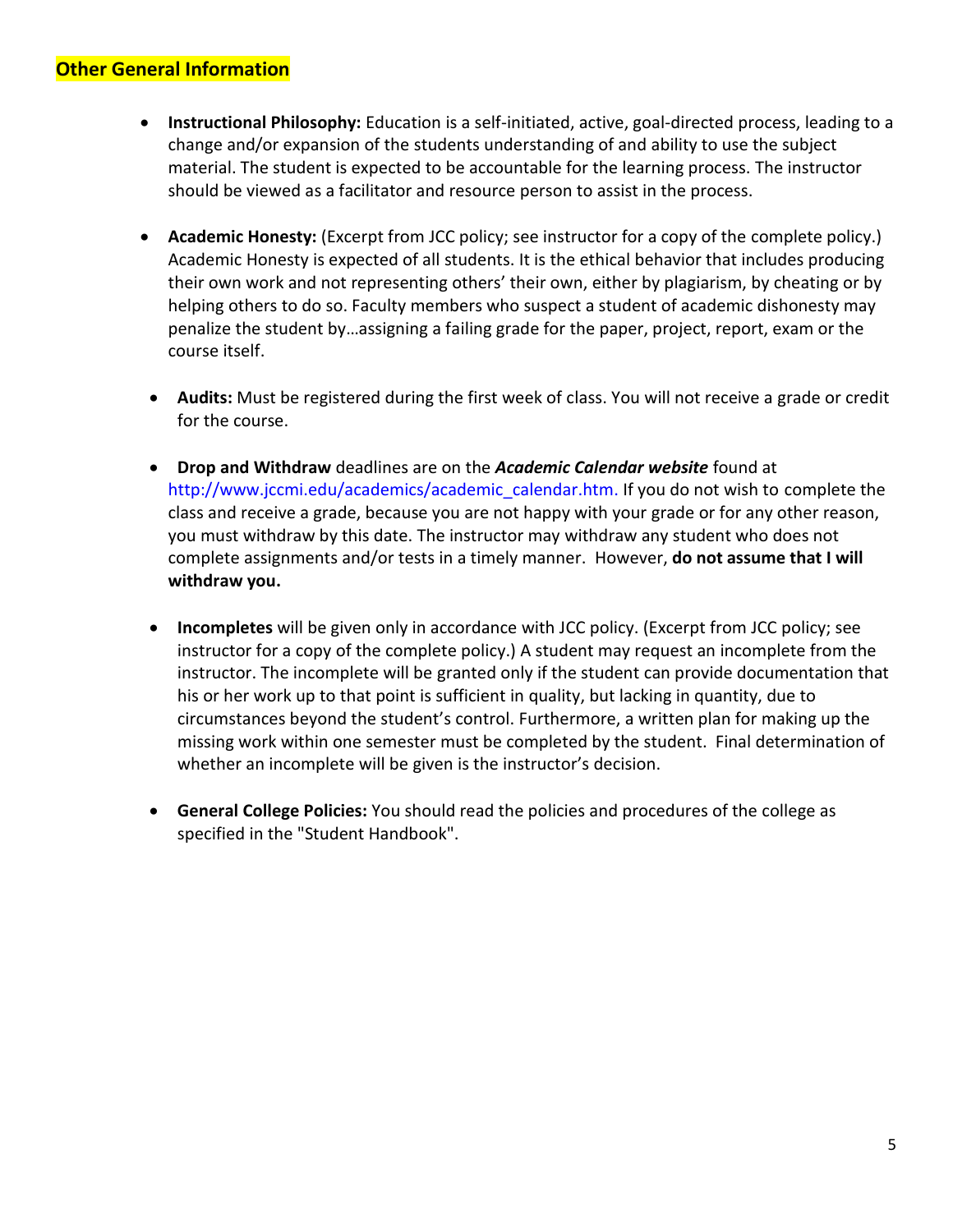## Other General Information

- **Instructional Philosophy:** Education is a self-initiated, active, goal-directed process, leading to a change and/or expansion of the students understanding of and ability to use the subject material. The student is expected to be accountable for the learning process. The instructor should be viewed as a facilitator and resource person to assist in the process.

- **Academic Honesty:** (Excerpt from JCC policy; see instructor for a copy of the complete policy.) Academic Honesty is expected of all students. It is the ethical behavior that includes producing their own work and not representing others' their own, either by plagiarism, by cheating or by helping others to do so. Faculty members who suspect a student of academic dishonesty may penalize the student by…assigning a failing grade for the paper, project, report, exam or the course itself.

- **Audits:** Must be registered during the first week of class. You will not receive a grade or credit for the course.

- **Drop and Withdraw** deadlines are on the ***Academic Calendar website*** found at http://www.jccmi.edu/academics/academic_calendar.htm. If you do not wish to complete the class and receive a grade, because you are not happy with your grade or for any other reason, you must withdraw by this date. The instructor may withdraw any student who does not complete assignments and/or tests in a timely manner. However, **do not assume that I will withdraw you.**

- **Incompletes** will be given only in accordance with JCC policy. (Excerpt from JCC policy; see instructor for a copy of the complete policy.) A student may request an incomplete from the instructor. The incomplete will be granted only if the student can provide documentation that his or her work up to that point is sufficient in quality, but lacking in quantity, due to circumstances beyond the student's control. Furthermore, a written plan for making up the missing work within one semester must be completed by the student. Final determination of whether an incomplete will be given is the instructor's decision.

- **General College Policies:** You should read the policies and procedures of the college as specified in the "Student Handbook".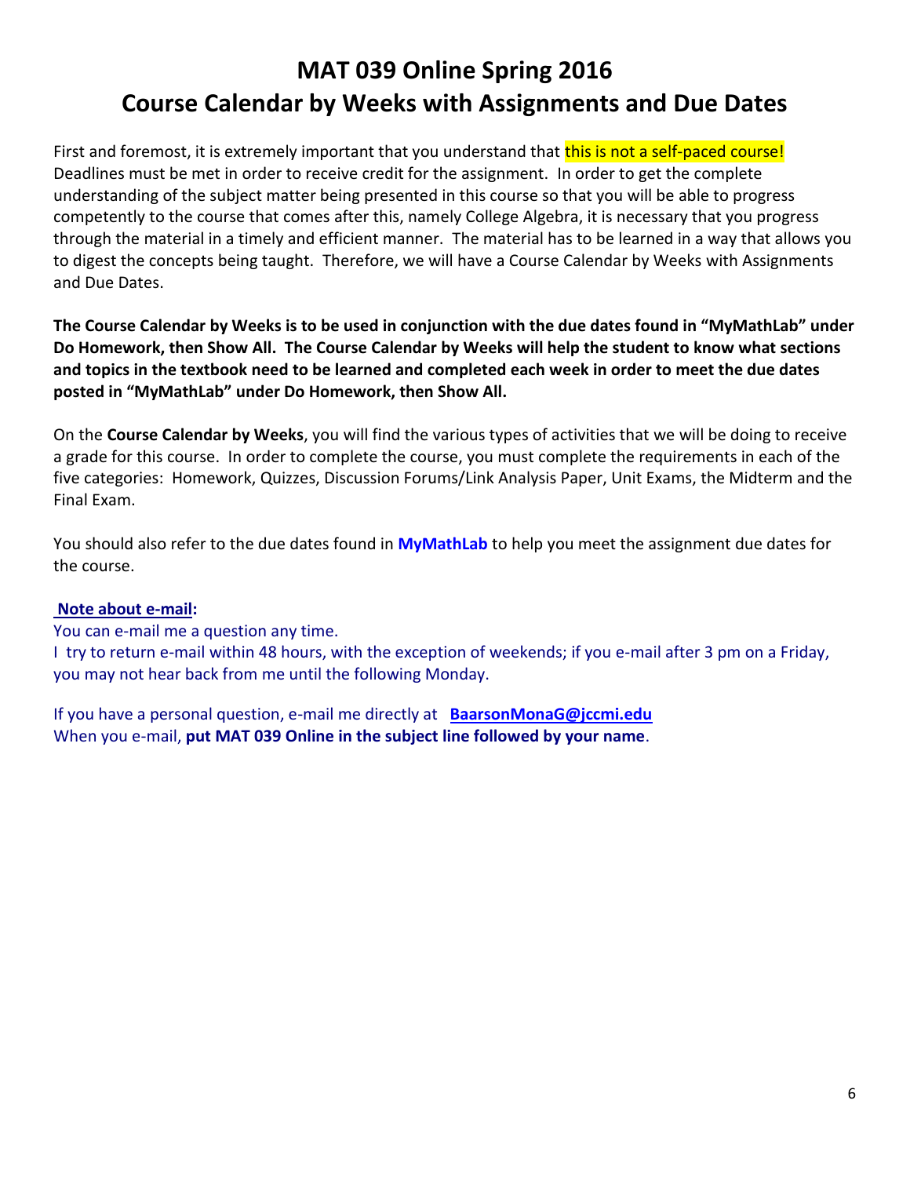# MAT 039 Online Spring 2016
# Course Calendar by Weeks with Assignments and Due Dates

First and foremost, it is extremely important that you understand that this is not a self-paced course! Deadlines must be met in order to receive credit for the assignment. In order to get the complete understanding of the subject matter being presented in this course so that you will be able to progress competently to the course that comes after this, namely College Algebra, it is necessary that you progress through the material in a timely and efficient manner. The material has to be learned in a way that allows you to digest the concepts being taught. Therefore, we will have a Course Calendar by Weeks with Assignments and Due Dates.

**The Course Calendar by Weeks is to be used in conjunction with the due dates found in "MyMathLab" under Do Homework, then Show All. The Course Calendar by Weeks will help the student to know what sections and topics in the textbook need to be learned and completed each week in order to meet the due dates posted in "MyMathLab" under Do Homework, then Show All.**

On the **Course Calendar by Weeks**, you will find the various types of activities that we will be doing to receive a grade for this course. In order to complete the course, you must complete the requirements in each of the five categories: Homework, Quizzes, Discussion Forums/Link Analysis Paper, Unit Exams, the Midterm and the Final Exam.

You should also refer to the due dates found in **MyMathLab** to help you meet the assignment due dates for the course.

**Note about e-mail:**

You can e-mail me a question any time.

I try to return e-mail within 48 hours, with the exception of weekends; if you e-mail after 3 pm on a Friday, you may not hear back from me until the following Monday.

If you have a personal question, e-mail me directly at **BaarsonMonaG@jccmi.edu**

When you e-mail, **put MAT 039 Online in the subject line followed by your name**.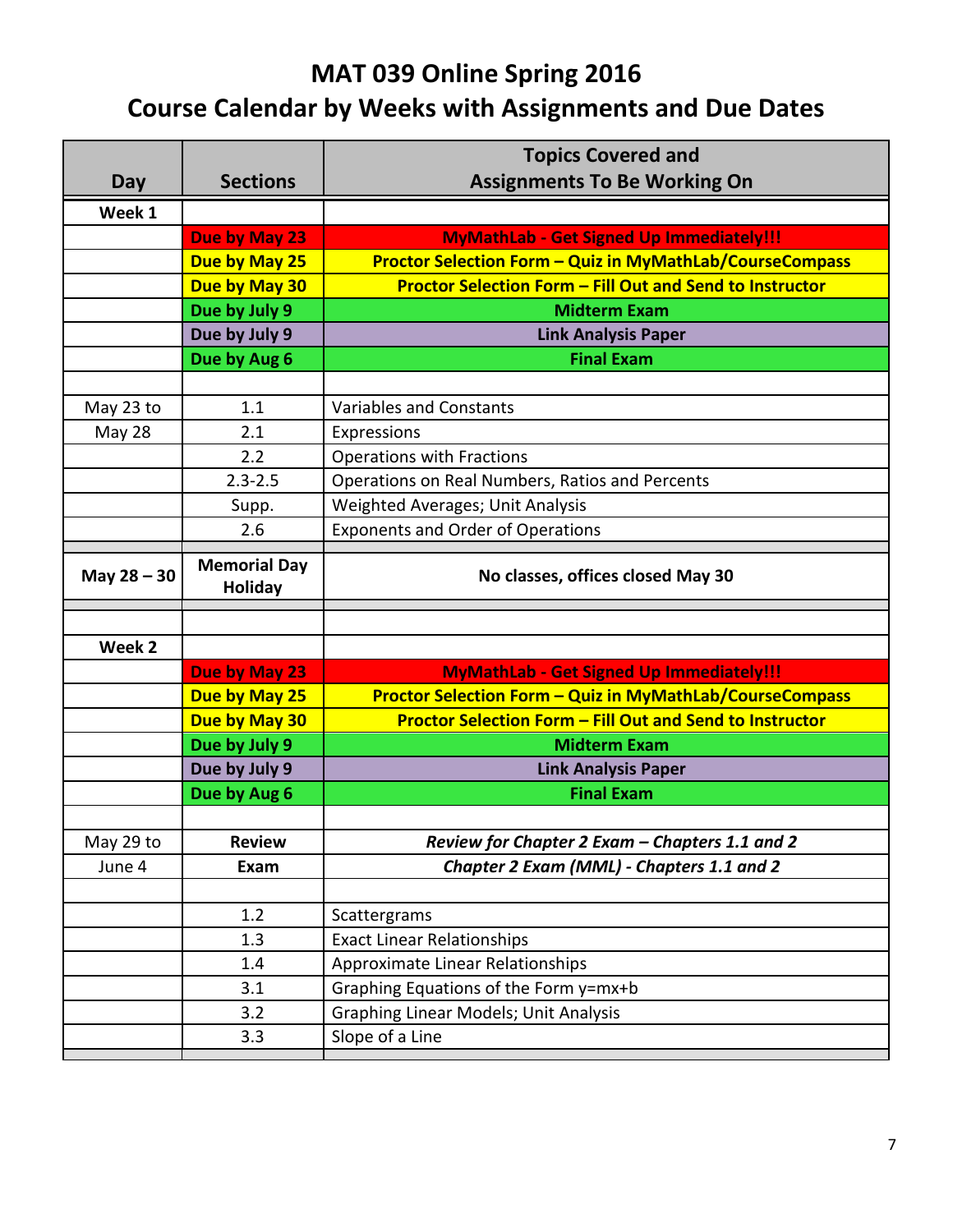# MAT 039 Online Spring 2016

# Course Calendar by Weeks with Assignments and Due Dates

| Day | Sections | Topics Covered and Assignments To Be Working On |
|---|---|---|
| **Week 1** | | |
| | **Due by May 23** | **MyMathLab - Get Signed Up Immediately!!!** |
| | **Due by May 25** | **Proctor Selection Form – Quiz in MyMathLab/CourseCompass** |
| | **Due by May 30** | **Proctor Selection Form – Fill Out and Send to Instructor** |
| | **Due by July 9** | **Midterm Exam** |
| | **Due by July 9** | **Link Analysis Paper** |
| | **Due by Aug 6** | **Final Exam** |
| | | |
| May 23 to | 1.1 | Variables and Constants |
| May 28 | 2.1 | Expressions |
| | 2.2 | Operations with Fractions |
| | 2.3-2.5 | Operations on Real Numbers, Ratios and Percents |
| | Supp. | Weighted Averages; Unit Analysis |
| | 2.6 | Exponents and Order of Operations |
| **May 28 – 30** | **Memorial Day Holiday** | **No classes, offices closed May 30** |
| | | |
| **Week 2** | | |
| | **Due by May 23** | **MyMathLab - Get Signed Up Immediately!!!** |
| | **Due by May 25** | **Proctor Selection Form – Quiz in MyMathLab/CourseCompass** |
| | **Due by May 30** | **Proctor Selection Form – Fill Out and Send to Instructor** |
| | **Due by July 9** | **Midterm Exam** |
| | **Due by July 9** | **Link Analysis Paper** |
| | **Due by Aug 6** | **Final Exam** |
| | | |
| May 29 to | **Review** | ***Review for Chapter 2 Exam – Chapters 1.1 and 2*** |
| June 4 | **Exam** | ***Chapter 2 Exam (MML) - Chapters 1.1 and 2*** |
| | | |
| | 1.2 | Scattergrams |
| | 1.3 | Exact Linear Relationships |
| | 1.4 | Approximate Linear Relationships |
| | 3.1 | Graphing Equations of the Form y=mx+b |
| | 3.2 | Graphing Linear Models; Unit Analysis |
| | 3.3 | Slope of a Line |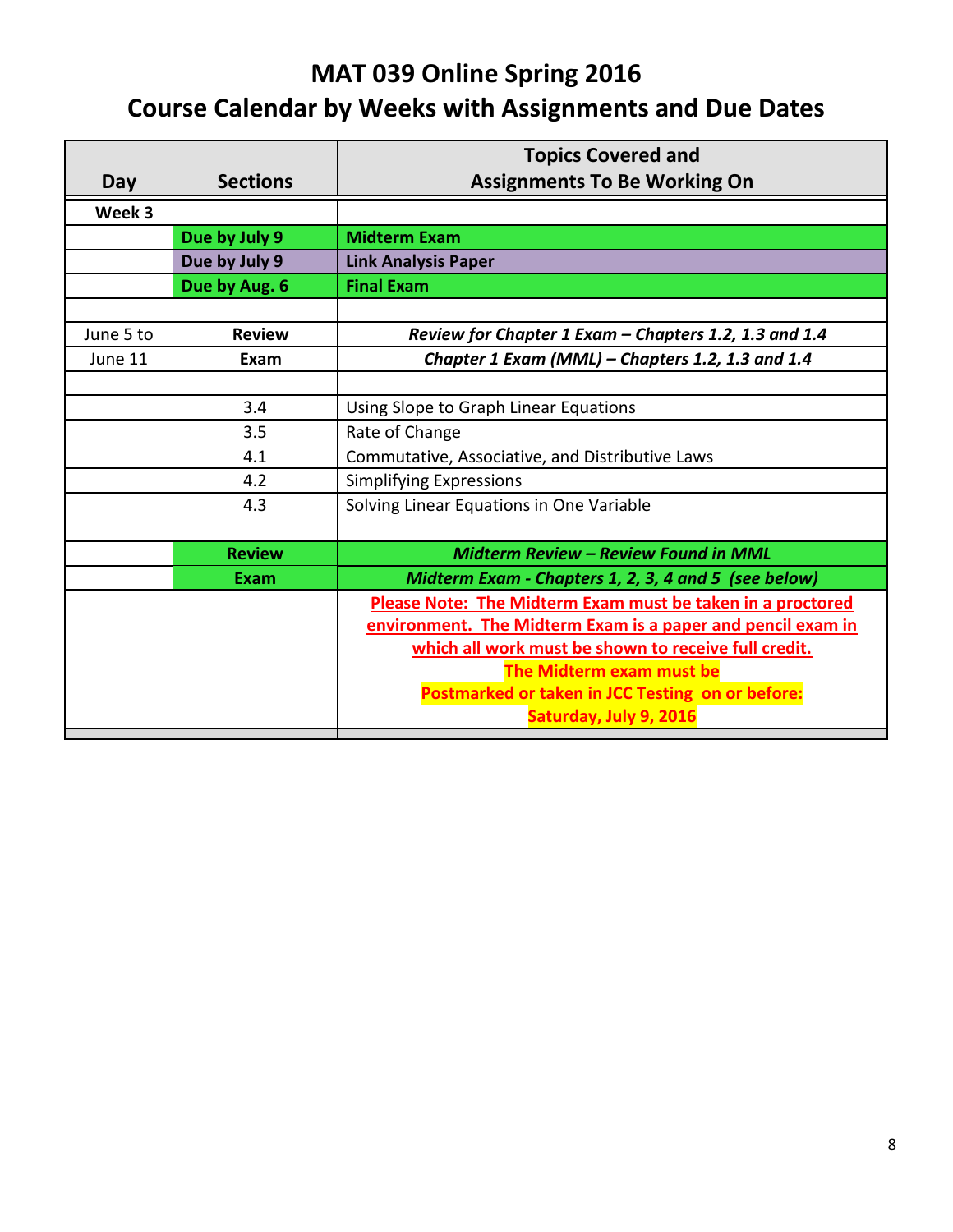# MAT 039 Online Spring 2016

# Course Calendar by Weeks with Assignments and Due Dates

| Day | Sections | Topics Covered and Assignments To Be Working On |
|---|---|---|
| **Week 3** | | |
| | **Due by July 9** | **Midterm Exam** |
| | **Due by July 9** | **Link Analysis Paper** |
| | **Due by Aug. 6** | **Final Exam** |
| | | |
| June 5 to | **Review** | ***Review for Chapter 1 Exam – Chapters 1.2, 1.3 and 1.4*** |
| June 11 | **Exam** | ***Chapter 1 Exam (MML) – Chapters 1.2, 1.3 and 1.4*** |
| | | |
| | 3.4 | Using Slope to Graph Linear Equations |
| | 3.5 | Rate of Change |
| | 4.1 | Commutative, Associative, and Distributive Laws |
| | 4.2 | Simplifying Expressions |
| | 4.3 | Solving Linear Equations in One Variable |
| | | |
| | **Review** | ***Midterm Review – Review Found in MML*** |
| | **Exam** | ***Midterm Exam - Chapters 1, 2, 3, 4 and 5 (see below)*** |
| | | **Please Note: The Midterm Exam must be taken in a proctored environment. The Midterm Exam is a paper and pencil exam in which all work must be shown to receive full credit.** **The Midterm exam must be Postmarked or taken in JCC Testing on or before: Saturday, July 9, 2016** |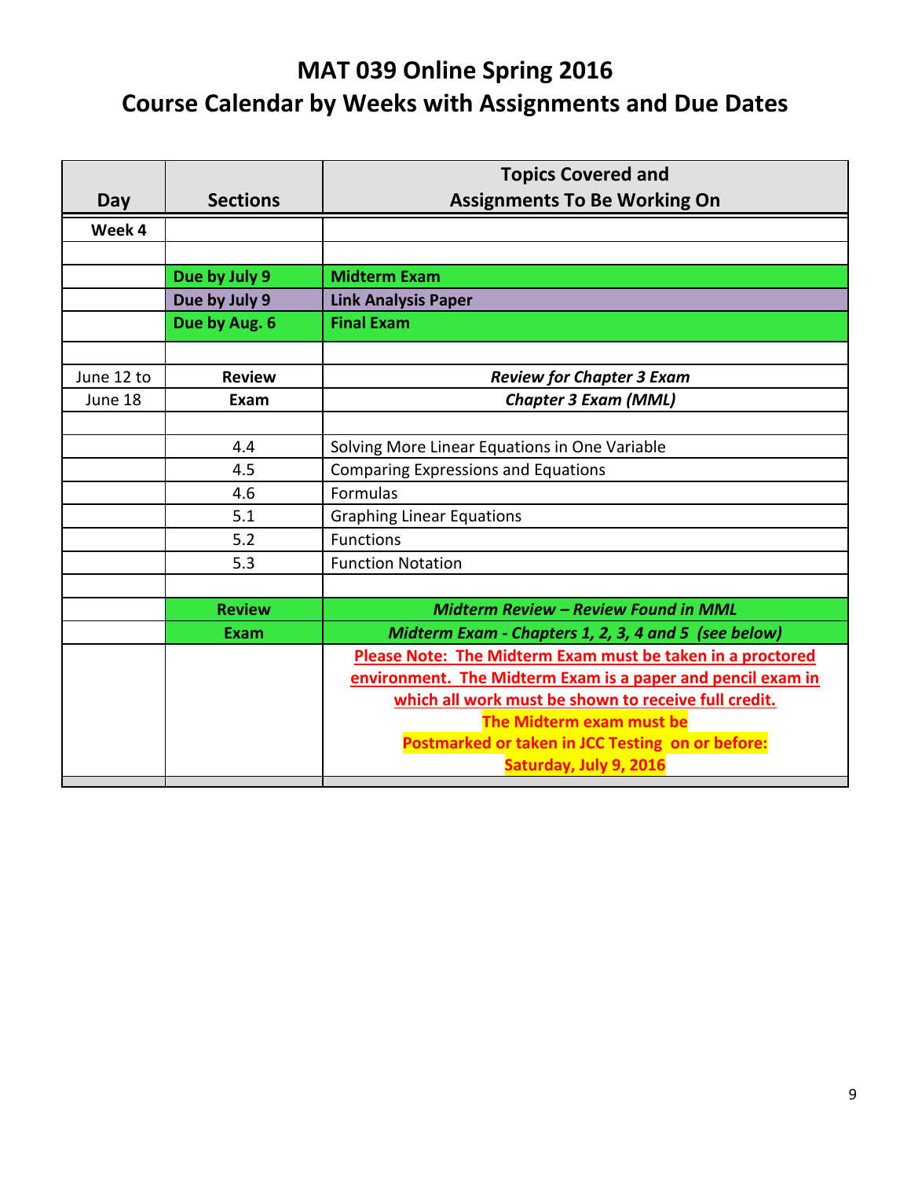# MAT 039 Online Spring 2016
# Course Calendar by Weeks with Assignments and Due Dates

| Day | Sections | Topics Covered and Assignments To Be Working On |
|---|---|---|
| **Week 4** | | |
| | | |
| | **Due by July 9** | **Midterm Exam** |
| | **Due by July 9** | **Link Analysis Paper** |
| | **Due by Aug. 6** | **Final Exam** |
| | | |
| June 12 to | **Review** | ***Review for Chapter 3 Exam*** |
| June 18 | **Exam** | ***Chapter 3 Exam (MML)*** |
| | | |
| | 4.4 | Solving More Linear Equations in One Variable |
| | 4.5 | Comparing Expressions and Equations |
| | 4.6 | Formulas |
| | 5.1 | Graphing Linear Equations |
| | 5.2 | Functions |
| | 5.3 | Function Notation |
| | | |
| | **Review** | ***Midterm Review – Review Found in MML*** |
| | **Exam** | ***Midterm Exam - Chapters 1, 2, 3, 4 and 5 (see below)*** |
| | | **Please Note: The Midterm Exam must be taken in a proctored environment. The Midterm Exam is a paper and pencil exam in which all work must be shown to receive full credit.** **The Midterm exam must be Postmarked or taken in JCC Testing on or before: Saturday, July 9, 2016** |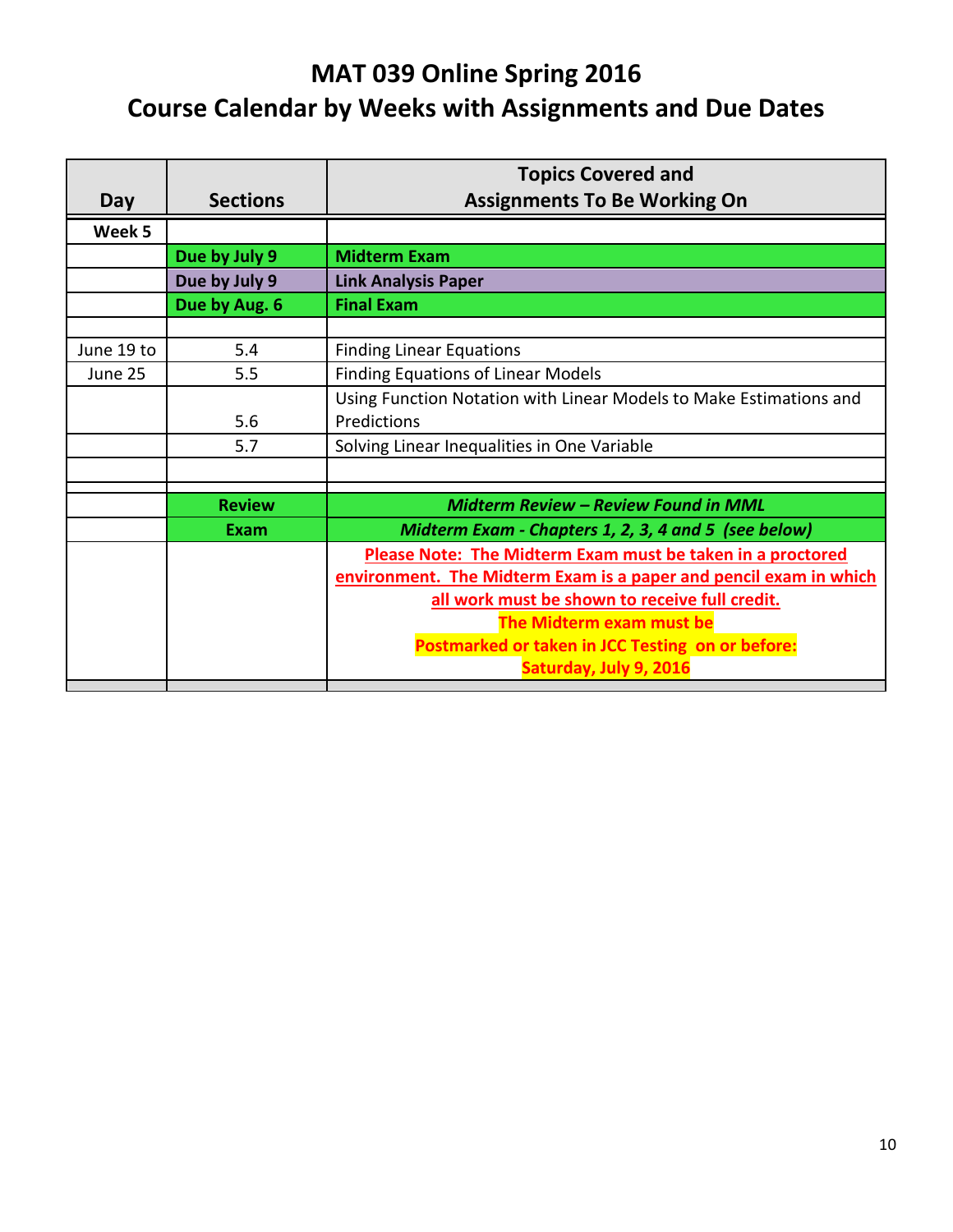# MAT 039 Online Spring 2016

# Course Calendar by Weeks with Assignments and Due Dates

| Day | Sections | Topics Covered and Assignments To Be Working On |
|---|---|---|
| **Week 5** | | |
| | **Due by July 9** | **Midterm Exam** |
| | **Due by July 9** | **Link Analysis Paper** |
| | **Due by Aug. 6** | **Final Exam** |
| | | |
| June 19 to | 5.4 | Finding Linear Equations |
| June 25 | 5.5 | Finding Equations of Linear Models |
| | 5.6 | Using Function Notation with Linear Models to Make Estimations and Predictions |
| | 5.7 | Solving Linear Inequalities in One Variable |
| | | |
| | **Review** | ***Midterm Review – Review Found in MML*** |
| | **Exam** | ***Midterm Exam - Chapters 1, 2, 3, 4 and 5 (see below)*** |
| | | **Please Note: The Midterm Exam must be taken in a proctored environment. The Midterm Exam is a paper and pencil exam in which all work must be shown to receive full credit.** **The Midterm exam must be Postmarked or taken in JCC Testing on or before: Saturday, July 9, 2016** |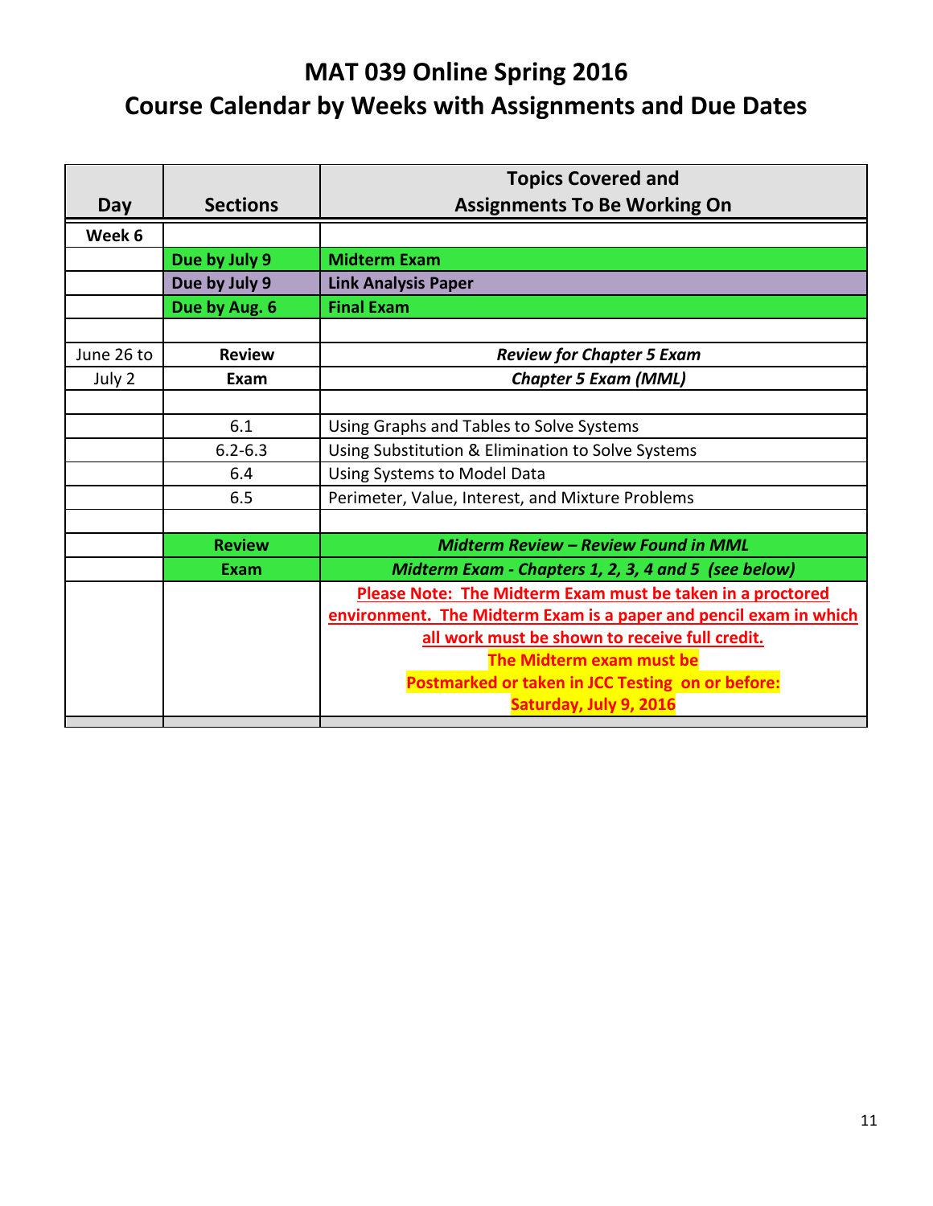# MAT 039 Online Spring 2016
# Course Calendar by Weeks with Assignments and Due Dates

| Day | Sections | Topics Covered and Assignments To Be Working On |
|---|---|---|
| **Week 6** | | |
| | **Due by July 9** | **Midterm Exam** |
| | **Due by July 9** | **Link Analysis Paper** |
| | **Due by Aug. 6** | **Final Exam** |
| | | |
| June 26 to | **Review** | ***Review for Chapter 5 Exam*** |
| July 2 | **Exam** | ***Chapter 5 Exam (MML)*** |
| | | |
| | 6.1 | Using Graphs and Tables to Solve Systems |
| | 6.2-6.3 | Using Substitution & Elimination to Solve Systems |
| | 6.4 | Using Systems to Model Data |
| | 6.5 | Perimeter, Value, Interest, and Mixture Problems |
| | | |
| | **Review** | ***Midterm Review – Review Found in MML*** |
| | **Exam** | ***Midterm Exam - Chapters 1, 2, 3, 4 and 5 (see below)*** |
| | | **Please Note: The Midterm Exam must be taken in a proctored environment. The Midterm Exam is a paper and pencil exam in which all work must be shown to receive full credit.** **The Midterm exam must be Postmarked or taken in JCC Testing on or before: Saturday, July 9, 2016** |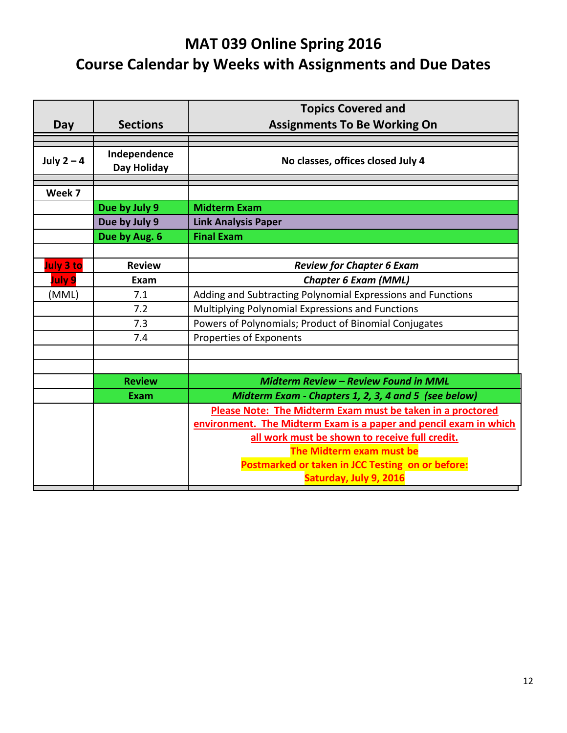# MAT 039 Online Spring 2016
# Course Calendar by Weeks with Assignments and Due Dates

| Day | Sections | Topics Covered and Assignments To Be Working On |
|---|---|---|
| July 2 – 4 | Independence Day Holiday | No classes, offices closed July 4 |
| Week 7 | | |
| | Due by July 9 | Midterm Exam |
| | Due by July 9 | Link Analysis Paper |
| | Due by Aug. 6 | Final Exam |
| | | |
| July 3 to | Review | *Review for Chapter 6 Exam* |
| July 9 | Exam | *Chapter 6 Exam (MML)* |
| (MML) | 7.1 | Adding and Subtracting Polynomial Expressions and Functions |
| | 7.2 | Multiplying Polynomial Expressions and Functions |
| | 7.3 | Powers of Polynomials; Product of Binomial Conjugates |
| | 7.4 | Properties of Exponents |
| | | |
| | | |
| | **Review** | ***Midterm Review – Review Found in MML*** |
| | **Exam** | ***Midterm Exam - Chapters 1, 2, 3, 4 and 5 (see below)*** |
| | | **Please Note: The Midterm Exam must be taken in a proctored environment. The Midterm Exam is a paper and pencil exam in which all work must be shown to receive full credit.** **The Midterm exam must be Postmarked or taken in JCC Testing on or before: Saturday, July 9, 2016** |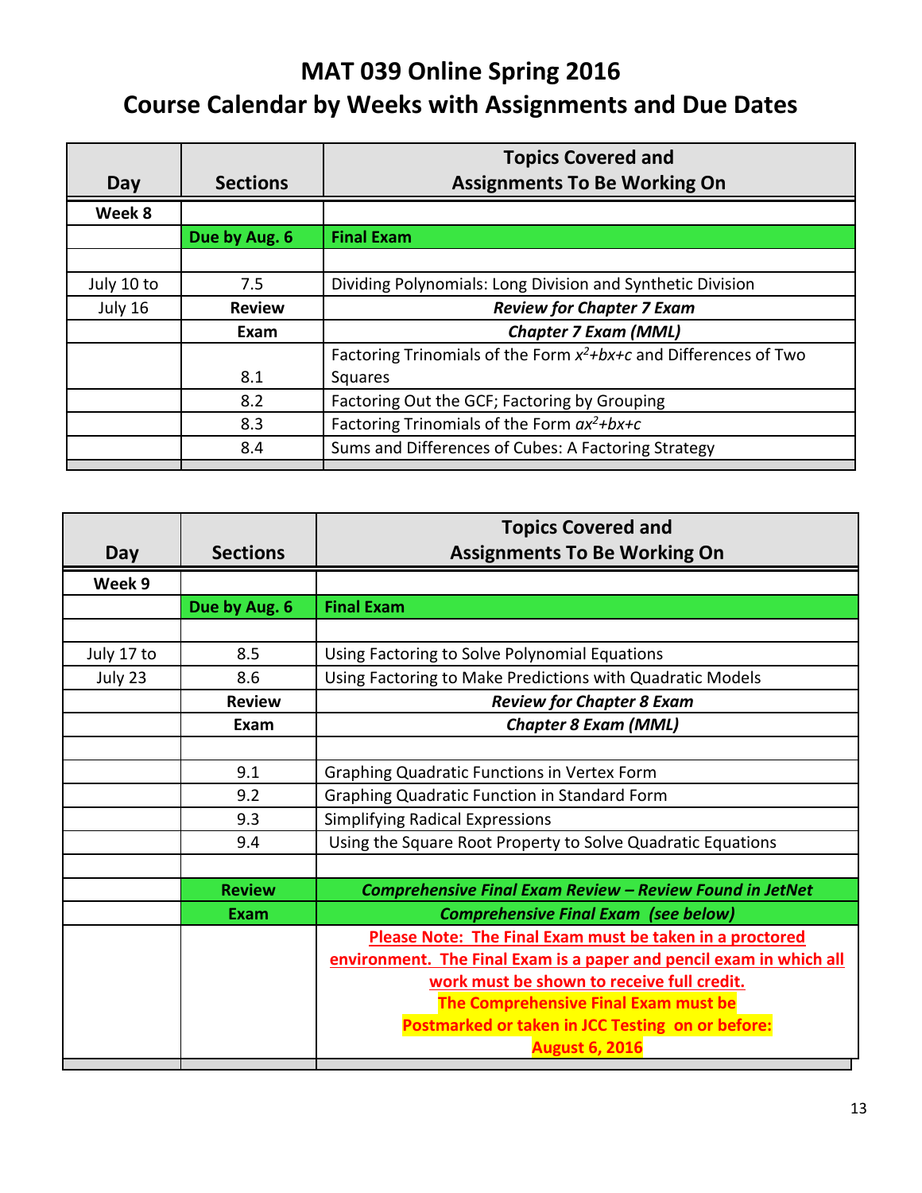# MAT 039 Online Spring 2016

# Course Calendar by Weeks with Assignments and Due Dates

| Day | Sections | Topics Covered and Assignments To Be Working On |
|---|---|---|
| **Week 8** | | |
| | **Due by Aug. 6** | **Final Exam** |
| | | |
| July 10 to | 7.5 | Dividing Polynomials: Long Division and Synthetic Division |
| July 16 | **Review** | ***Review for Chapter 7 Exam*** |
| | **Exam** | ***Chapter 7 Exam (MML)*** |
| | 8.1 | Factoring Trinomials of the Form $x^2+bx+c$ and Differences of Two Squares |
| | 8.2 | Factoring Out the GCF; Factoring by Grouping |
| | 8.3 | Factoring Trinomials of the Form $ax^2+bx+c$ |
| | 8.4 | Sums and Differences of Cubes: A Factoring Strategy |

| Day | Sections | Topics Covered and Assignments To Be Working On |
|---|---|---|
| **Week 9** | | |
| | **Due by Aug. 6** | **Final Exam** |
| | | |
| July 17 to | 8.5 | Using Factoring to Solve Polynomial Equations |
| July 23 | 8.6 | Using Factoring to Make Predictions with Quadratic Models |
| | **Review** | ***Review for Chapter 8 Exam*** |
| | **Exam** | ***Chapter 8 Exam (MML)*** |
| | | |
| | 9.1 | Graphing Quadratic Functions in Vertex Form |
| | 9.2 | Graphing Quadratic Function in Standard Form |
| | 9.3 | Simplifying Radical Expressions |
| | 9.4 | Using the Square Root Property to Solve Quadratic Equations |
| | | |
| | **Review** | ***Comprehensive Final Exam Review – Review Found in JetNet*** |
| | **Exam** | ***Comprehensive Final Exam (see below)*** |
| | | **Please Note: The Final Exam must be taken in a proctored environment. The Final Exam is a paper and pencil exam in which all work must be shown to receive full credit. The Comprehensive Final Exam must be Postmarked or taken in JCC Testing on or before: August 6, 2016** |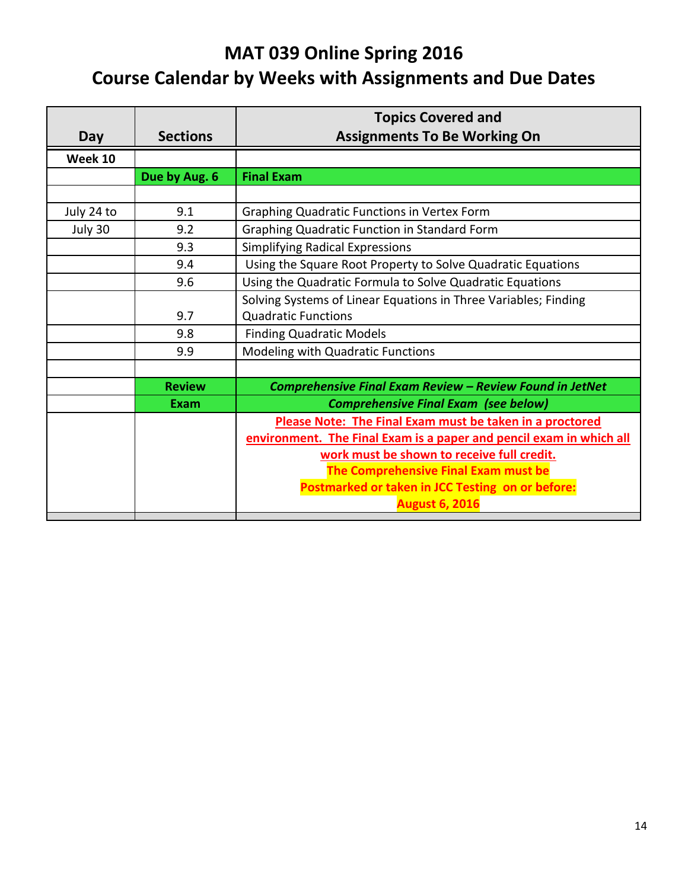# MAT 039 Online Spring 2016

# Course Calendar by Weeks with Assignments and Due Dates

| Day | Sections | Topics Covered and Assignments To Be Working On |
|---|---|---|
| **Week 10** | | |
| | **Due by Aug. 6** | **Final Exam** |
| | | |
| July 24 to | 9.1 | Graphing Quadratic Functions in Vertex Form |
| July 30 | 9.2 | Graphing Quadratic Function in Standard Form |
| | 9.3 | Simplifying Radical Expressions |
| | 9.4 | Using the Square Root Property to Solve Quadratic Equations |
| | 9.6 | Using the Quadratic Formula to Solve Quadratic Equations |
| | 9.7 | Solving Systems of Linear Equations in Three Variables; Finding Quadratic Functions |
| | 9.8 | Finding Quadratic Models |
| | 9.9 | Modeling with Quadratic Functions |
| | | |
| | **Review** | ***Comprehensive Final Exam Review – Review Found in JetNet*** |
| | **Exam** | ***Comprehensive Final Exam (see below)*** |
| | | **Please Note: The Final Exam must be taken in a proctored environment. The Final Exam is a paper and pencil exam in which all work must be shown to receive full credit.** **The Comprehensive Final Exam must be Postmarked or taken in JCC Testing on or before: August 6, 2016** |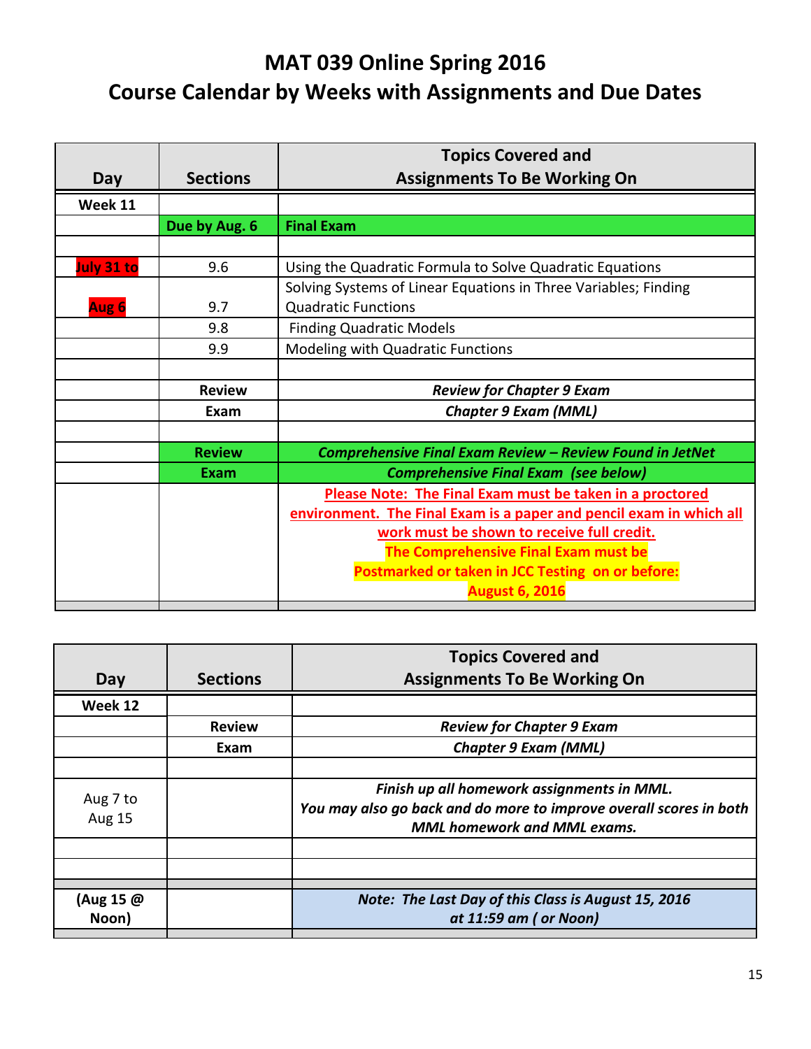# MAT 039 Online Spring 2016
# Course Calendar by Weeks with Assignments and Due Dates

| Day | Sections | Topics Covered and Assignments To Be Working On |
|---|---|---|
| **Week 11** | | |
| | **Due by Aug. 6** | **Final Exam** |
| | | |
| July 31 to | 9.6 | Using the Quadratic Formula to Solve Quadratic Equations |
| Aug 6 | 9.7 | Solving Systems of Linear Equations in Three Variables; Finding Quadratic Functions |
| | 9.8 | Finding Quadratic Models |
| | 9.9 | Modeling with Quadratic Functions |
| | | |
| | **Review** | ***Review for Chapter 9 Exam*** |
| | **Exam** | ***Chapter 9 Exam (MML)*** |
| | | |
| | **Review** | ***Comprehensive Final Exam Review – Review Found in JetNet*** |
| | **Exam** | ***Comprehensive Final Exam (see below)*** |
| | | **Please Note: The Final Exam must be taken in a proctored environment. The Final Exam is a paper and pencil exam in which all work must be shown to receive full credit.** **The Comprehensive Final Exam must be Postmarked or taken in JCC Testing on or before: August 6, 2016** |

| Day | Sections | Topics Covered and Assignments To Be Working On |
|---|---|---|
| **Week 12** | | |
| | **Review** | ***Review for Chapter 9 Exam*** |
| | **Exam** | ***Chapter 9 Exam (MML)*** |
| | | |
| Aug 7 to Aug 15 | | ***Finish up all homework assignments in MML. You may also go back and do more to improve overall scores in both MML homework and MML exams.*** |
| | | |
| | | |
| **(Aug 15 @ Noon)** | | ***Note: The Last Day of this Class is August 15, 2016 at 11:59 am ( or Noon)*** |